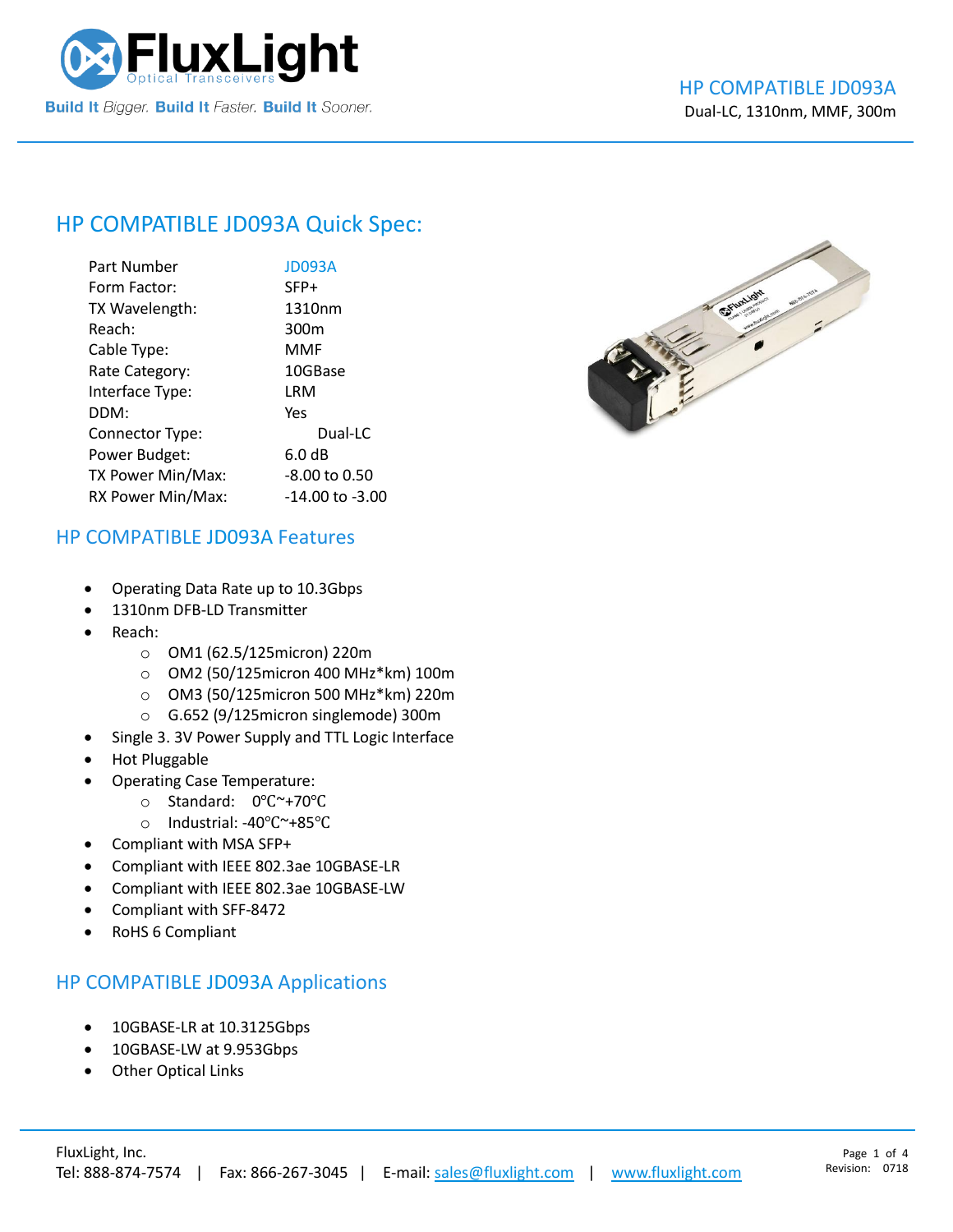# HP COMPATIBLE JD093A Quick Spec:

| Part Number | JD093A |
|---|---|
| Form Factor: | SFP+ |
| TX Wavelength: | 1310nm |
| Reach: | 300m |
| Cable Type: | MMF |
| Rate Category: | 10GBase |
| Interface Type: | LRM |
| DDM: | Yes |
| Connector Type: | Dual-LC |
| Power Budget: | 6.0 dB |
| TX Power Min/Max: | -8.00 to 0.50 |
| RX Power Min/Max: | -14.00 to -3.00 |

## HP COMPATIBLE JD093A Features

- Operating Data Rate up to 10.3Gbps
- 1310nm DFB-LD Transmitter
- Reach:
  - OM1 (62.5/125micron) 220m
  - OM2 (50/125micron 400 MHz*km) 100m
  - OM3 (50/125micron 500 MHz*km) 220m
  - G.652 (9/125micron singlemode) 300m
- Single 3. 3V Power Supply and TTL Logic Interface
- Hot Pluggable
- Operating Case Temperature:
  - Standard: 0℃~+70℃
  - Industrial: -40℃~+85℃
- Compliant with MSA SFP+
- Compliant with IEEE 802.3ae 10GBASE-LR
- Compliant with IEEE 802.3ae 10GBASE-LW
- Compliant with SFF-8472
- RoHS 6 Compliant

## HP COMPATIBLE JD093A Applications

- 10GBASE-LR at 10.3125Gbps
- 10GBASE-LW at 9.953Gbps
- Other Optical Links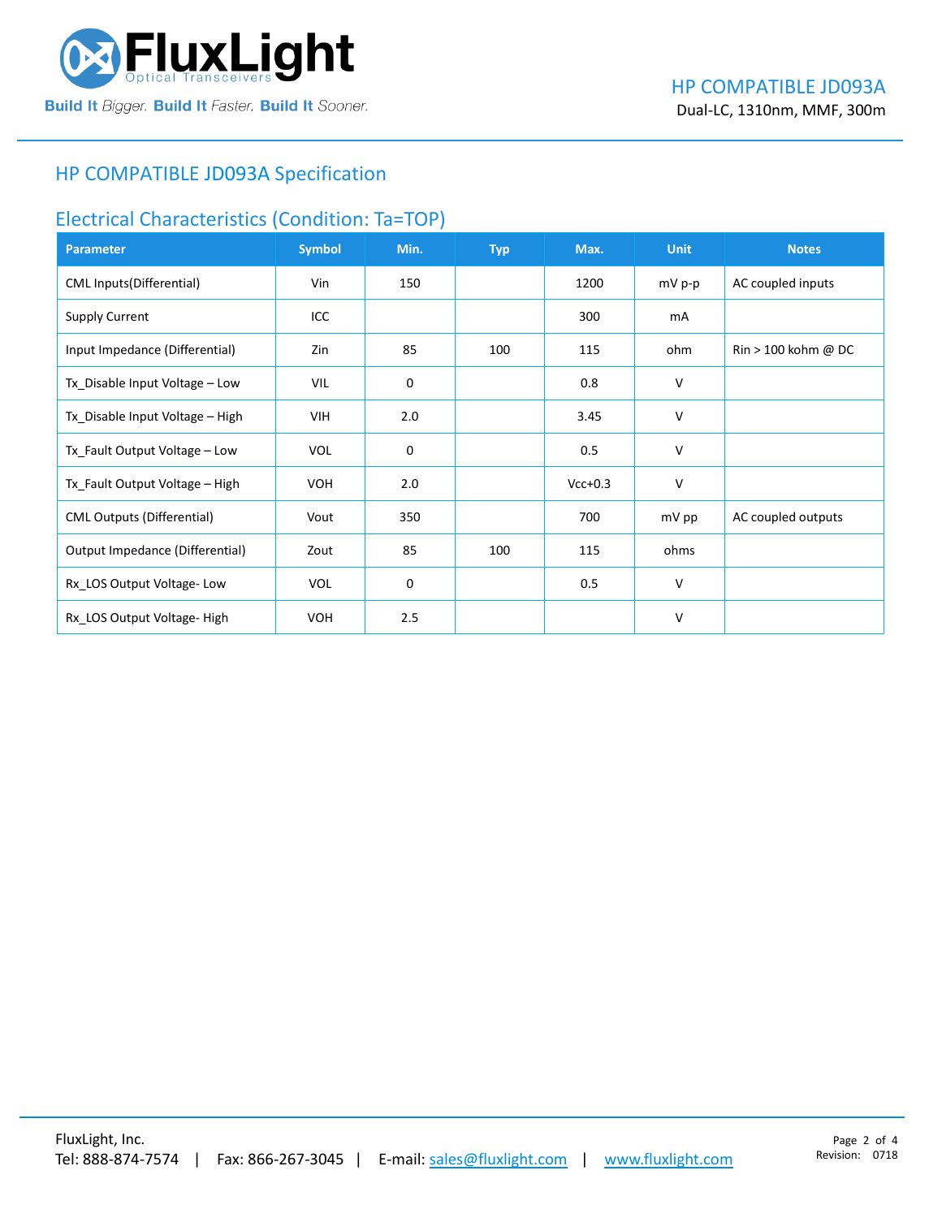## HP COMPATIBLE JD093A Specification

### Electrical Characteristics (Condition: Ta=TOP)

| Parameter | Symbol | Min. | Typ | Max. | Unit | Notes |
|---|---|---|---|---|---|---|
| CML Inputs(Differential) | Vin | 150 | | 1200 | mV p-p | AC coupled inputs |
| Supply Current | ICC | | | 300 | mA | |
| Input Impedance (Differential) | Zin | 85 | 100 | 115 | ohm | Rin > 100 kohm @ DC |
| Tx_Disable Input Voltage – Low | VIL | 0 | | 0.8 | V | |
| Tx_Disable Input Voltage – High | VIH | 2.0 | | 3.45 | V | |
| Tx_Fault Output Voltage – Low | VOL | 0 | | 0.5 | V | |
| Tx_Fault Output Voltage – High | VOH | 2.0 | | Vcc+0.3 | V | |
| CML Outputs (Differential) | Vout | 350 | | 700 | mV pp | AC coupled outputs |
| Output Impedance (Differential) | Zout | 85 | 100 | 115 | ohms | |
| Rx_LOS Output Voltage- Low | VOL | 0 | | 0.5 | V | |
| Rx_LOS Output Voltage- High | VOH | 2.5 | | | V | |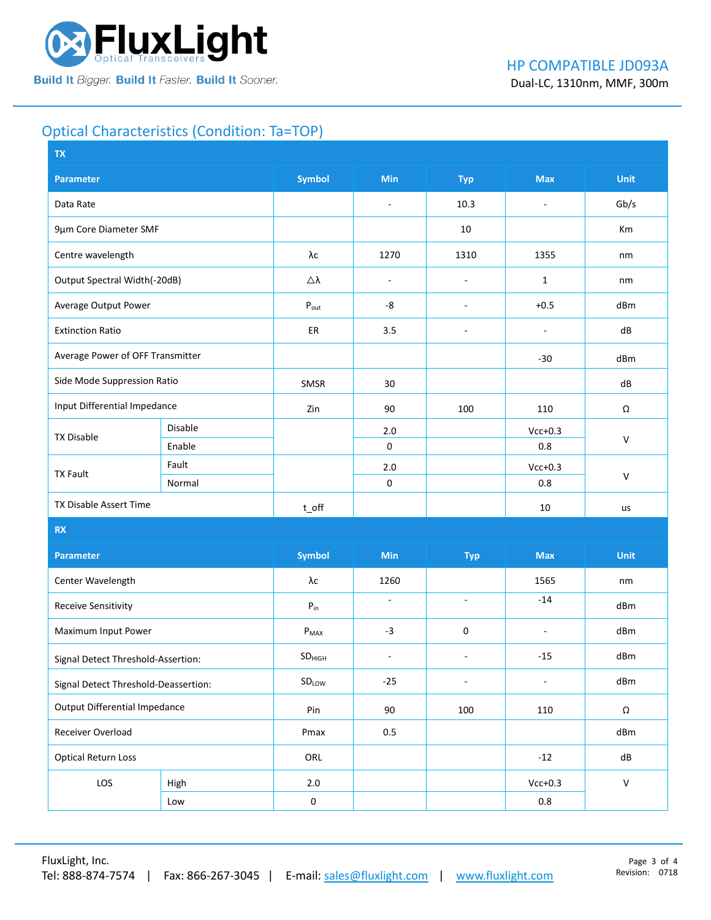## Optical Characteristics (Condition: Ta=TOP)

| TX | | | | | | |
|---|---|---|---|---|---|---|
| **Parameter** | | **Symbol** | **Min** | **Typ** | **Max** | **Unit** |
| Data Rate | | | - | 10.3 | - | Gb/s |
| 9µm Core Diameter SMF | | | | 10 | | Km |
| Centre wavelength | | λc | 1270 | 1310 | 1355 | nm |
| Output Spectral Width(-20dB) | | △λ | - | - | 1 | nm |
| Average Output Power | | $P_{out}$ | -8 | - | +0.5 | dBm |
| Extinction Ratio | | ER | 3.5 | - | - | dB |
| Average Power of OFF Transmitter | | | | | -30 | dBm |
| Side Mode Suppression Ratio | | SMSR | 30 | | | dB |
| Input Differential Impedance | | Zin | 90 | 100 | 110 | Ω |
| TX Disable | Disable | | 2.0 | | Vcc+0.3 | V |
| | Enable | | 0 | | 0.8 | |
| TX Fault | Fault | | 2.0 | | Vcc+0.3 | V |
| | Normal | | 0 | | 0.8 | |
| TX Disable Assert Time | | t_off | | | 10 | us |
| **RX** | | | | | | |
| **Parameter** | | **Symbol** | **Min** | **Typ** | **Max** | **Unit** |
| Center Wavelength | | λc | 1260 | | 1565 | nm |
| Receive Sensitivity | | $P_{in}$ | - | - | -14 | dBm |
| Maximum Input Power | | $P_{MAX}$ | -3 | 0 | - | dBm |
| Signal Detect Threshold-Assertion: | | $SD_{HIGH}$ | - | - | -15 | dBm |
| Signal Detect Threshold-Deassertion: | | $SD_{LOW}$ | -25 | - | - | dBm |
| Output Differential Impedance | | Pin | 90 | 100 | 110 | Ω |
| Receiver Overload | | Pmax | 0.5 | | | dBm |
| Optical Return Loss | | ORL | | | -12 | dB |
| LOS | High | 2.0 | | | Vcc+0.3 | V |
| | Low | 0 | | | 0.8 | |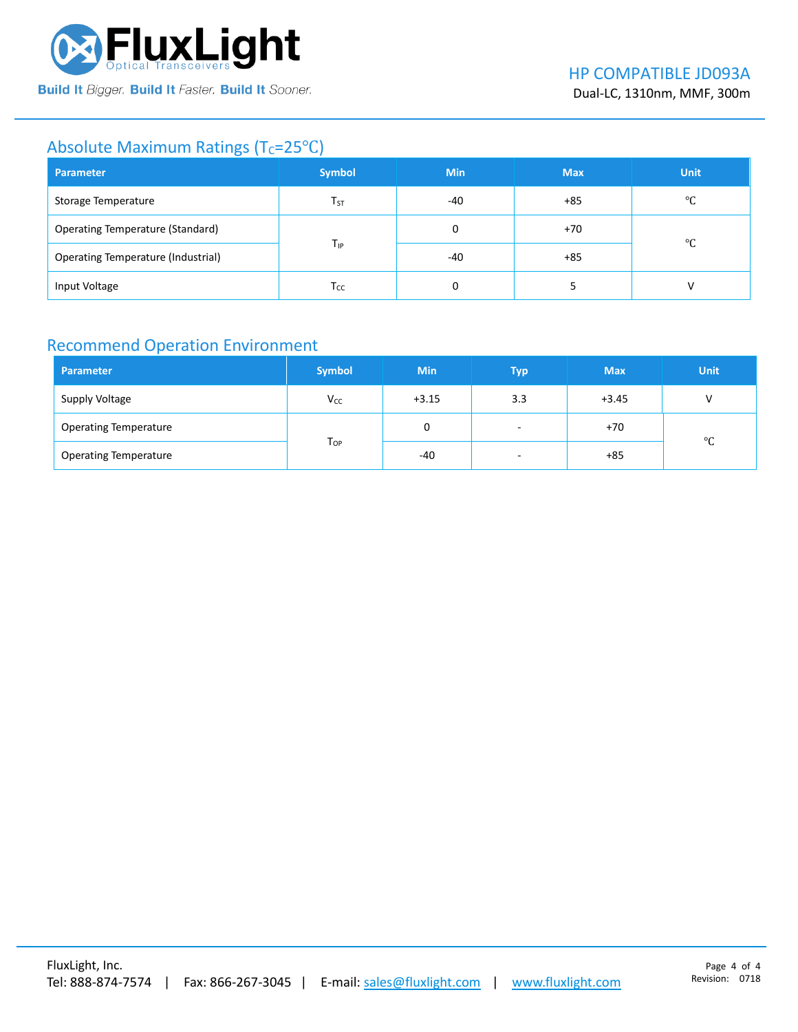## Absolute Maximum Ratings ($T_C$=25℃)

| Parameter | Symbol | Min | Max | Unit |
|---|---|---|---|---|
| Storage Temperature | $T_{ST}$ | -40 | +85 | ℃ |
| Operating Temperature (Standard) | $T_{IP}$ | 0 | +70 | ℃ |
| Operating Temperature (Industrial) | | -40 | +85 | |
| Input Voltage | $T_{CC}$ | 0 | 5 | V |

## Recommend Operation Environment

| Parameter | Symbol | Min | Typ | Max | Unit |
|---|---|---|---|---|---|
| Supply Voltage | $V_{CC}$ | +3.15 | 3.3 | +3.45 | V |
| Operating Temperature | $T_{OP}$ | 0 | - | +70 | ℃ |
| Operating Temperature | | -40 | - | +85 | |